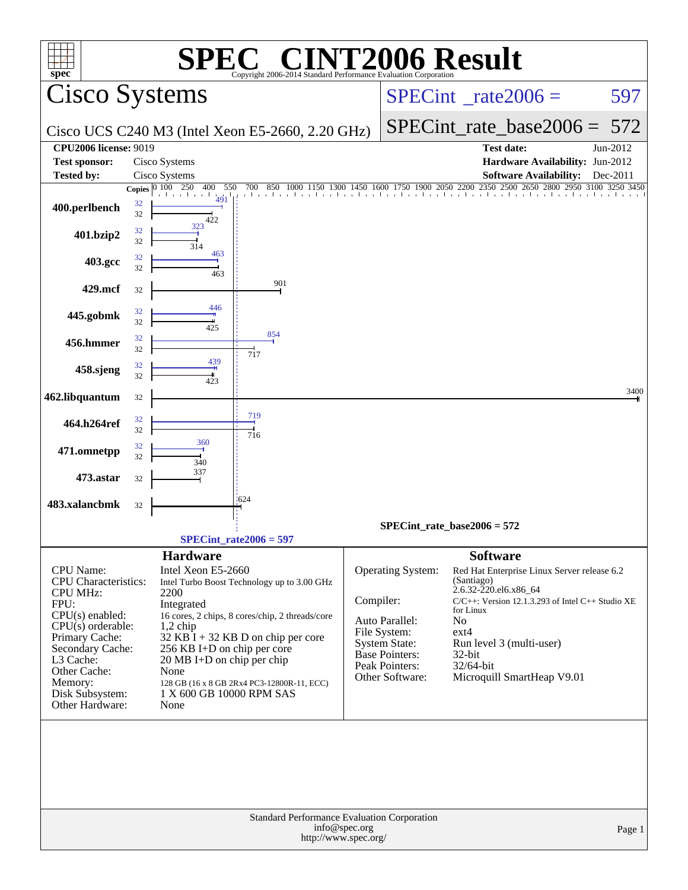# SPEC® CINT2006 Result

Copyright 2006-2014 Standard Performance Evaluation Corporation

## Cisco Systems

Cisco UCS C240 M3 (Intel Xeon E5-2660, 2.20 GHz)

SPECint_rate2006 = 597

SPECint_rate_base2006 = 572

| | | | |
|---|---|---|---|
| **CPU2006 license:** 9019 | | **Test date:** | Jun-2012 |
| **Test sponsor:** | Cisco Systems | **Hardware Availability:** | Jun-2012 |
| **Tested by:** | Cisco Systems | **Software Availability:** | Dec-2011 |

| Benchmark | Copies | Peak | Base |
|---|---|---|---|
| 400.perlbench | 32 | 491 | 422 |
| 401.bzip2 | 32 | 323 | 314 |
| 403.gcc | 32 | 463 | 463 |
| 429.mcf | 32 | | 901 |
| 445.gobmk | 32 | 446 | 425 |
| 456.hmmer | 32 | 854 | 717 |
| 458.sjeng | 32 | 439 | 423 |
| 462.libquantum | 32 | | 3400 |
| 464.h264ref | 32 | 719 | 716 |
| 471.omnetpp | 32 | 360 | 340 |
| 473.astar | 32 | | 337 |
| 483.xalancbmk | 32 | | 624 |

SPECint_rate_base2006 = 572

SPECint_rate2006 = 597

### Hardware

| | |
|---|---|
| CPU Name: | Intel Xeon E5-2660 |
| CPU Characteristics: | Intel Turbo Boost Technology up to 3.00 GHz |
| CPU MHz: | 2200 |
| FPU: | Integrated |
| CPU(s) enabled: | 16 cores, 2 chips, 8 cores/chip, 2 threads/core |
| CPU(s) orderable: | 1,2 chip |
| Primary Cache: | 32 KB I + 32 KB D on chip per core |
| Secondary Cache: | 256 KB I+D on chip per core |
| L3 Cache: | 20 MB I+D on chip per chip |
| Other Cache: | None |
| Memory: | 128 GB (16 x 8 GB 2Rx4 PC3-12800R-11, ECC) |
| Disk Subsystem: | 1 X 600 GB 10000 RPM SAS |
| Other Hardware: | None |

### Software

| | |
|---|---|
| Operating System: | Red Hat Enterprise Linux Server release 6.2 (Santiago) 2.6.32-220.el6.x86_64 |
| Compiler: | C/C++: Version 12.1.3.293 of Intel C++ Studio XE for Linux |
| Auto Parallel: | No |
| File System: | ext4 |
| System State: | Run level 3 (multi-user) |
| Base Pointers: | 32-bit |
| Peak Pointers: | 32/64-bit |
| Other Software: | Microquill SmartHeap V9.01 |

Standard Performance Evaluation Corporation
info@spec.org
http://www.spec.org/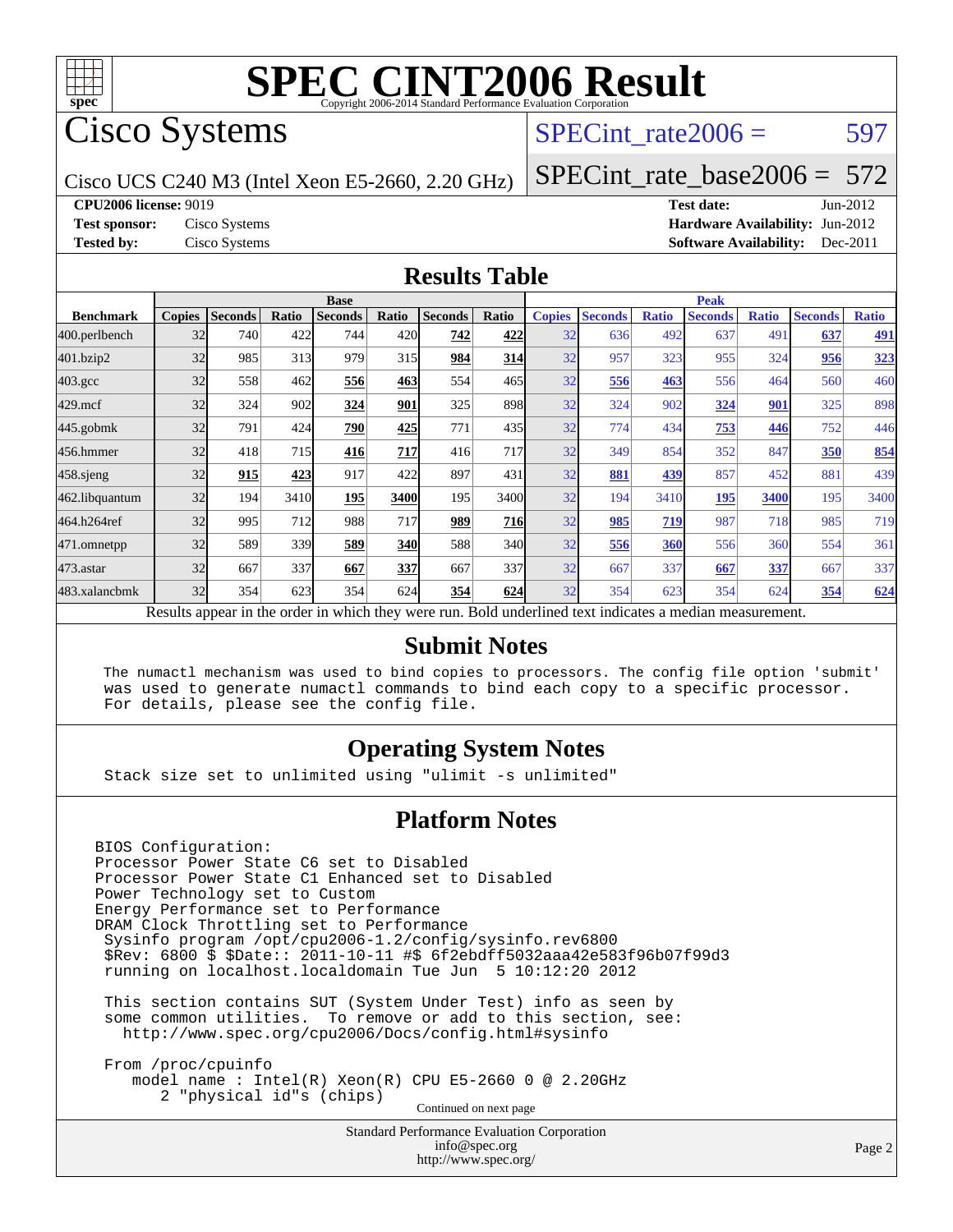# SPEC CINT2006 Result

Copyright 2006-2014 Standard Performance Evaluation Corporation

## Cisco Systems

Cisco UCS C240 M3 (Intel Xeon E5-2660, 2.20 GHz)

SPECint_rate2006 = 597

SPECint_rate_base2006 = 572

**CPU2006 license:** 9019
**Test sponsor:** Cisco Systems
**Tested by:** Cisco Systems

**Test date:** Jun-2012
**Hardware Availability:** Jun-2012
**Software Availability:** Dec-2011

## Results Table

| Benchmark | Base | | | | | | | Peak | | | | | | |
|---|---|---|---|---|---|---|---|---|---|---|---|---|---|---|
| | Copies | Seconds | Ratio | Seconds | Ratio | Seconds | Ratio | Copies | Seconds | Ratio | Seconds | Ratio | Seconds | Ratio |
| 400.perlbench | 32 | 740 | 422 | 744 | 420 | **742** | **422** | 32 | 636 | 492 | 637 | 491 | **637** | **491** |
| 401.bzip2 | 32 | 985 | 313 | 979 | 315 | **984** | **314** | 32 | 957 | 323 | 955 | 324 | **956** | **323** |
| 403.gcc | 32 | 558 | 462 | **556** | **463** | 554 | 465 | 32 | **556** | **463** | 556 | 464 | 560 | 460 |
| 429.mcf | 32 | 324 | 902 | **324** | **901** | 325 | 898 | 32 | 324 | 902 | **324** | **901** | 325 | 898 |
| 445.gobmk | 32 | 791 | 424 | **790** | **425** | 771 | 435 | 32 | 774 | 434 | **753** | **446** | 752 | 446 |
| 456.hmmer | 32 | 418 | 715 | **416** | **717** | 416 | 717 | 32 | 349 | 854 | 352 | 847 | **350** | **854** |
| 458.sjeng | 32 | **915** | **423** | 917 | 422 | 897 | 431 | 32 | **881** | **439** | 857 | 452 | 881 | 439 |
| 462.libquantum | 32 | 194 | 3410 | **195** | **3400** | 195 | 3400 | 32 | 194 | 3410 | **195** | **3400** | 195 | 3400 |
| 464.h264ref | 32 | 995 | 712 | 988 | 717 | **989** | **716** | 32 | **985** | **719** | 987 | 718 | 985 | 719 |
| 471.omnetpp | 32 | 589 | 339 | **589** | **340** | 588 | 340 | 32 | **556** | **360** | 556 | 360 | 554 | 361 |
| 473.astar | 32 | 667 | 337 | **667** | **337** | 667 | 337 | 32 | 667 | 337 | **667** | **337** | 667 | 337 |
| 483.xalancbmk | 32 | 354 | 623 | 354 | 624 | **354** | **624** | 32 | 354 | 623 | 354 | 624 | **354** | **624** |

Results appear in the order in which they were run. Bold underlined text indicates a median measurement.

## Submit Notes

```
The numactl mechanism was used to bind copies to processors. The config file option 'submit'
was used to generate numactl commands to bind each copy to a specific processor.
For details, please see the config file.
```

## Operating System Notes

```
Stack size set to unlimited using "ulimit -s unlimited"
```

## Platform Notes

```
BIOS Configuration:
Processor Power State C6 set to Disabled
Processor Power State C1 Enhanced set to Disabled
Power Technology set to Custom
Energy Performance set to Performance
DRAM Clock Throttling set to Performance
 Sysinfo program /opt/cpu2006-1.2/config/sysinfo.rev6800
 $Rev: 6800 $ $Date:: 2011-10-11 #$ 6f2ebdff5032aaa42e583f96b07f99d3
 running on localhost.localdomain Tue Jun  5 10:12:20 2012

 This section contains SUT (System Under Test) info as seen by
 some common utilities.  To remove or add to this section, see:
   http://www.spec.org/cpu2006/Docs/config.html#sysinfo

 From /proc/cpuinfo
    model name : Intel(R) Xeon(R) CPU E5-2660 0 @ 2.20GHz
       2 "physical id"s (chips)
```

Continued on next page

Standard Performance Evaluation Corporation
info@spec.org
http://www.spec.org/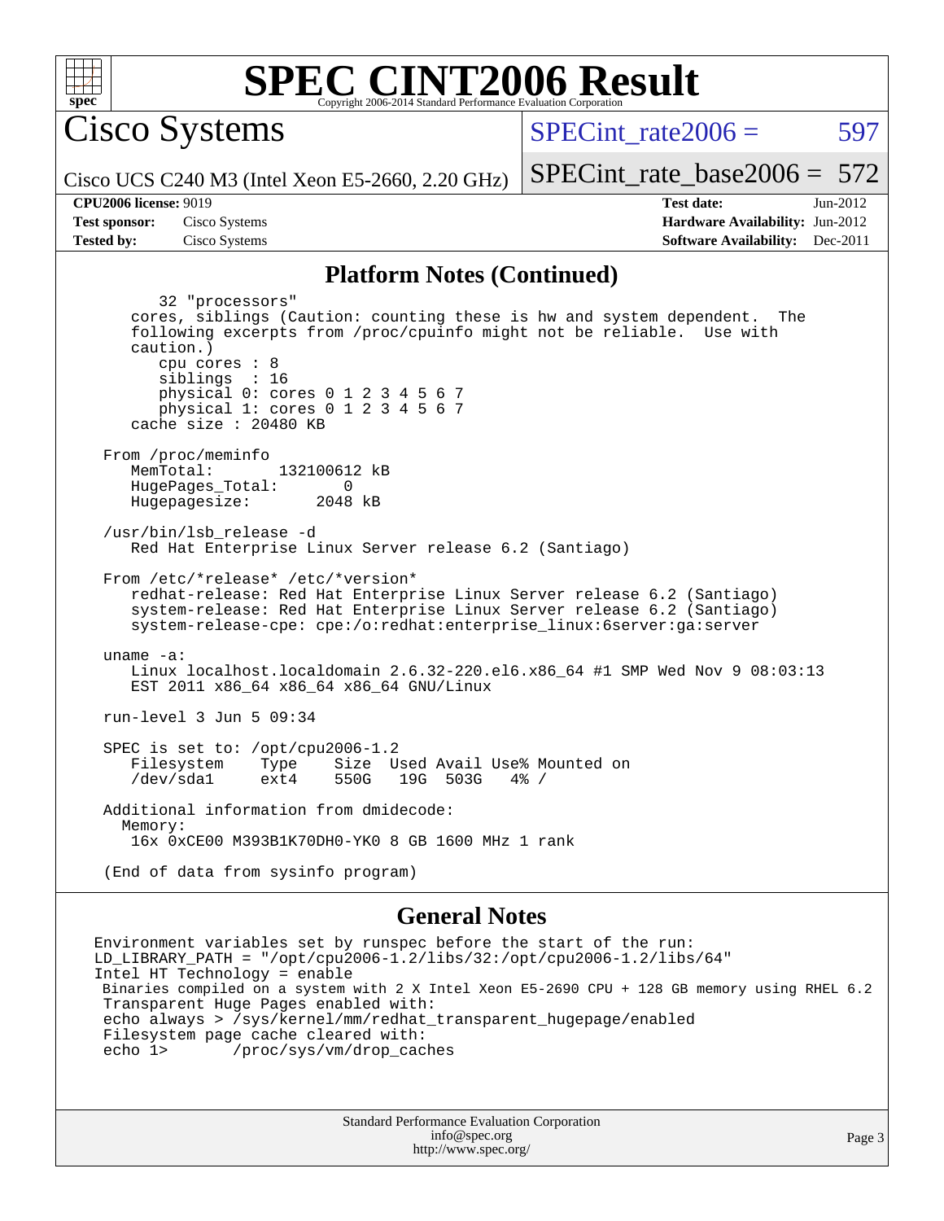# SPEC CINT2006 Result

Copyright 2006-2014 Standard Performance Evaluation Corporation

**Cisco Systems**

Cisco UCS C240 M3 (Intel Xeon E5-2660, 2.20 GHz)

SPECint_rate2006 = 597

SPECint_rate_base2006 = 572

**CPU2006 license:** 9019
**Test sponsor:** Cisco Systems
**Tested by:** Cisco Systems

**Test date:** Jun-2012
**Hardware Availability:** Jun-2012
**Software Availability:** Dec-2011

## Platform Notes (Continued)

```
         32 "processors"
      cores, siblings (Caution: counting these is hw and system dependent.  The
      following excerpts from /proc/cpuinfo might not be reliable.  Use with
      caution.)
         cpu cores : 8
         siblings  : 16
         physical 0: cores 0 1 2 3 4 5 6 7
         physical 1: cores 0 1 2 3 4 5 6 7
      cache size : 20480 KB

   From /proc/meminfo
      MemTotal:       132100612 kB
      HugePages_Total:       0
      Hugepagesize:       2048 kB

   /usr/bin/lsb_release -d
      Red Hat Enterprise Linux Server release 6.2 (Santiago)

   From /etc/*release* /etc/*version*
      redhat-release: Red Hat Enterprise Linux Server release 6.2 (Santiago)
      system-release: Red Hat Enterprise Linux Server release 6.2 (Santiago)
      system-release-cpe: cpe:/o:redhat:enterprise_linux:6server:ga:server

   uname -a:
      Linux localhost.localdomain 2.6.32-220.el6.x86_64 #1 SMP Wed Nov 9 08:03:13
      EST 2011 x86_64 x86_64 x86_64 GNU/Linux

   run-level 3 Jun 5 09:34

   SPEC is set to: /opt/cpu2006-1.2
      Filesystem    Type    Size  Used Avail Use% Mounted on
      /dev/sda1     ext4    550G   19G  503G   4% /

   Additional information from dmidecode:
     Memory:
      16x 0xCE00 M393B1K70DH0-YK0 8 GB 1600 MHz 1 rank

   (End of data from sysinfo program)
```

## General Notes

```
Environment variables set by runspec before the start of the run:
LD_LIBRARY_PATH = "/opt/cpu2006-1.2/libs/32:/opt/cpu2006-1.2/libs/64"
Intel HT Technology = enable
 Binaries compiled on a system with 2 X Intel Xeon E5-2690 CPU + 128 GB memory using RHEL 6.2
 Transparent Huge Pages enabled with:
 echo always > /sys/kernel/mm/redhat_transparent_hugepage/enabled
 Filesystem page cache cleared with:
 echo 1>       /proc/sys/vm/drop_caches
```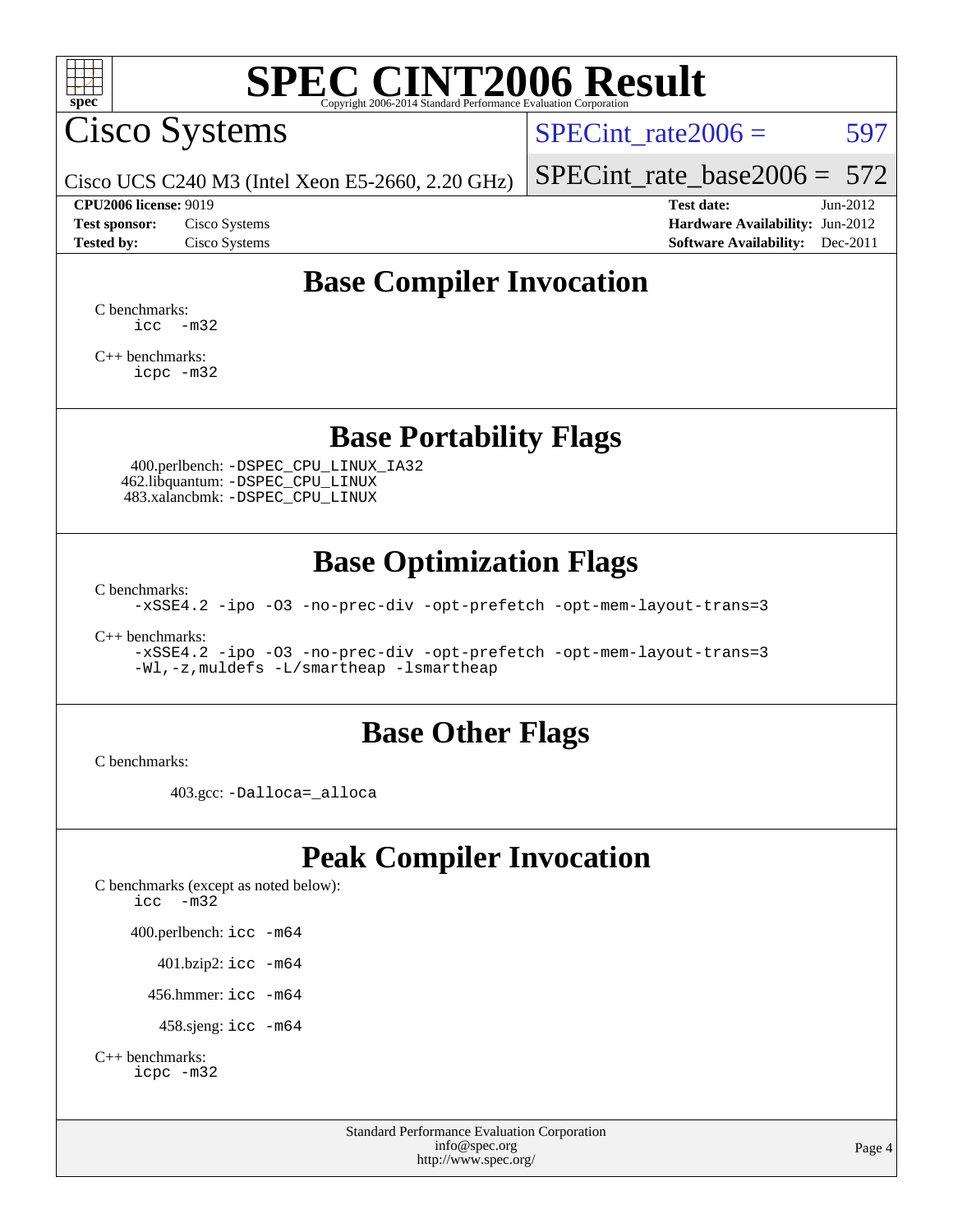# SPEC CINT2006 Result

Copyright 2006-2014 Standard Performance Evaluation Corporation

## Cisco Systems

Cisco UCS C240 M3 (Intel Xeon E5-2660, 2.20 GHz)

SPECint_rate2006 = 597

SPECint_rate_base2006 = 572

| | | | |
|---|---|---|---|
| **CPU2006 license:** 9019 | | **Test date:** | Jun-2012 |
| **Test sponsor:** | Cisco Systems | **Hardware Availability:** | Jun-2012 |
| **Tested by:** | Cisco Systems | **Software Availability:** | Dec-2011 |

## Base Compiler Invocation

C benchmarks:
```
icc  -m32
```

C++ benchmarks:
```
icpc -m32
```

## Base Portability Flags

400.perlbench: `-DSPEC_CPU_LINUX_IA32`
462.libquantum: `-DSPEC_CPU_LINUX`
483.xalancbmk: `-DSPEC_CPU_LINUX`

## Base Optimization Flags

C benchmarks:
```
-xSSE4.2 -ipo -O3 -no-prec-div -opt-prefetch -opt-mem-layout-trans=3
```

C++ benchmarks:
```
-xSSE4.2 -ipo -O3 -no-prec-div -opt-prefetch -opt-mem-layout-trans=3
-Wl,-z,muldefs -L/smartheap -lsmartheap
```

## Base Other Flags

C benchmarks:

403.gcc: `-Dalloca=_alloca`

## Peak Compiler Invocation

C benchmarks (except as noted below):
```
icc  -m32
```

400.perlbench: `icc -m64`

401.bzip2: `icc -m64`

456.hmmer: `icc -m64`

458.sjeng: `icc -m64`

C++ benchmarks:
```
icpc -m32
```

Standard Performance Evaluation Corporation
info@spec.org
http://www.spec.org/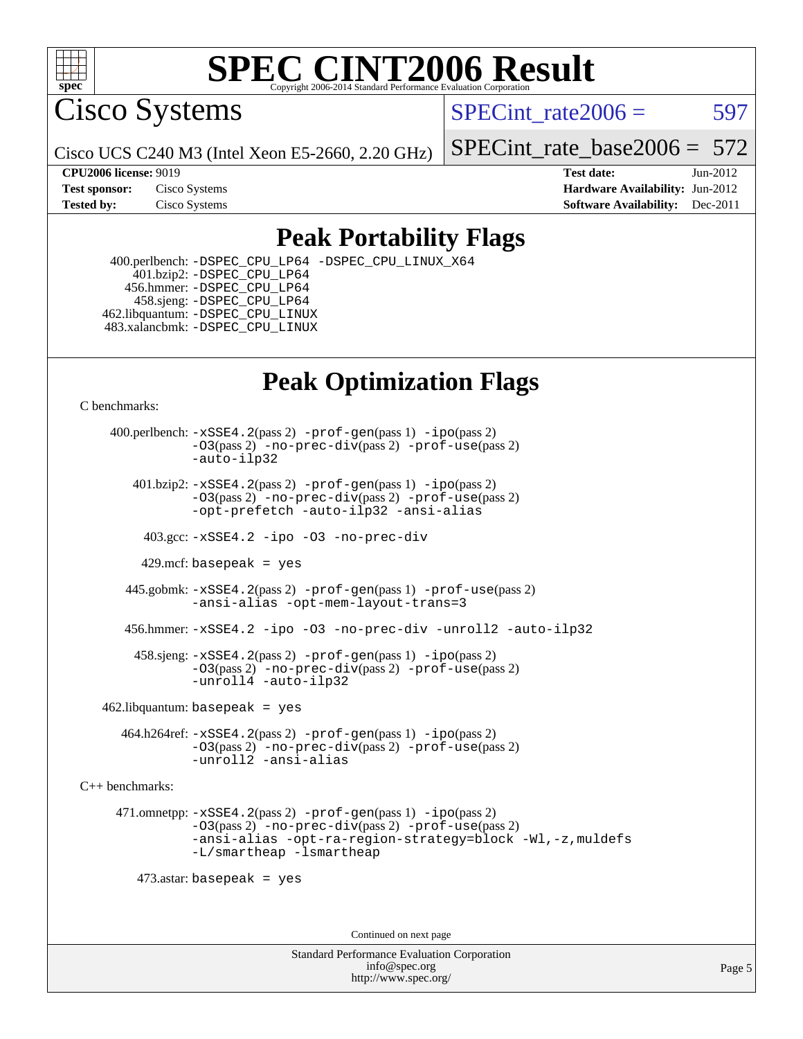# SPEC CINT2006 Result

Copyright 2006-2014 Standard Performance Evaluation Corporation

## Cisco Systems

Cisco UCS C240 M3 (Intel Xeon E5-2660, 2.20 GHz)

SPECint_rate2006 = 597

SPECint_rate_base2006 = 572

**CPU2006 license:** 9019
**Test sponsor:** Cisco Systems
**Tested by:** Cisco Systems

**Test date:** Jun-2012
**Hardware Availability:** Jun-2012
**Software Availability:** Dec-2011

## Peak Portability Flags

400.perlbench: `-DSPEC_CPU_LP64 -DSPEC_CPU_LINUX_X64`
401.bzip2: `-DSPEC_CPU_LP64`
456.hmmer: `-DSPEC_CPU_LP64`
458.sjeng: `-DSPEC_CPU_LP64`
462.libquantum: `-DSPEC_CPU_LINUX`
483.xalancbmk: `-DSPEC_CPU_LINUX`

## Peak Optimization Flags

C benchmarks:

400.perlbench: `-xSSE4.2`(pass 2) `-prof-gen`(pass 1) `-ipo`(pass 2) `-O3`(pass 2) `-no-prec-div`(pass 2) `-prof-use`(pass 2) `-auto-ilp32`

401.bzip2: `-xSSE4.2`(pass 2) `-prof-gen`(pass 1) `-ipo`(pass 2) `-O3`(pass 2) `-no-prec-div`(pass 2) `-prof-use`(pass 2) `-opt-prefetch -auto-ilp32 -ansi-alias`

403.gcc: `-xSSE4.2 -ipo -O3 -no-prec-div`

429.mcf: `basepeak = yes`

445.gobmk: `-xSSE4.2`(pass 2) `-prof-gen`(pass 1) `-prof-use`(pass 2) `-ansi-alias -opt-mem-layout-trans=3`

456.hmmer: `-xSSE4.2 -ipo -O3 -no-prec-div -unroll2 -auto-ilp32`

458.sjeng: `-xSSE4.2`(pass 2) `-prof-gen`(pass 1) `-ipo`(pass 2) `-O3`(pass 2) `-no-prec-div`(pass 2) `-prof-use`(pass 2) `-unroll4 -auto-ilp32`

462.libquantum: `basepeak = yes`

464.h264ref: `-xSSE4.2`(pass 2) `-prof-gen`(pass 1) `-ipo`(pass 2) `-O3`(pass 2) `-no-prec-div`(pass 2) `-prof-use`(pass 2) `-unroll2 -ansi-alias`

C++ benchmarks:

471.omnetpp: `-xSSE4.2`(pass 2) `-prof-gen`(pass 1) `-ipo`(pass 2) `-O3`(pass 2) `-no-prec-div`(pass 2) `-prof-use`(pass 2) `-ansi-alias -opt-ra-region-strategy=block -Wl,-z,muldefs -L/smartheap -lsmartheap`

473.astar: `basepeak = yes`

Continued on next page

Standard Performance Evaluation Corporation
info@spec.org
http://www.spec.org/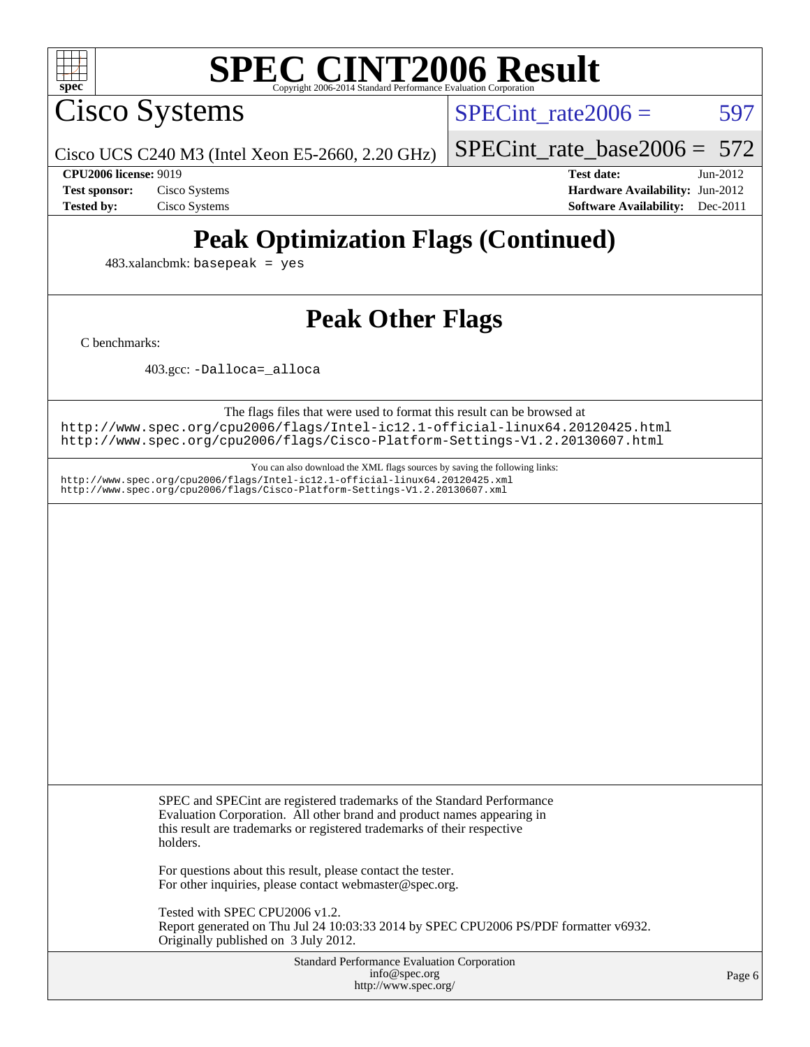## Peak Optimization Flags (Continued)

483.xalancbmk: basepeak = yes

## Peak Other Flags

C benchmarks:

403.gcc: -Dalloca=_alloca

The flags files that were used to format this result can be browsed at
http://www.spec.org/cpu2006/flags/Intel-ic12.1-official-linux64.20120425.html
http://www.spec.org/cpu2006/flags/Cisco-Platform-Settings-V1.2.20130607.html

You can also download the XML flags sources by saving the following links:
http://www.spec.org/cpu2006/flags/Intel-ic12.1-official-linux64.20120425.xml
http://www.spec.org/cpu2006/flags/Cisco-Platform-Settings-V1.2.20130607.xml

SPEC and SPECint are registered trademarks of the Standard Performance Evaluation Corporation. All other brand and product names appearing in this result are trademarks or registered trademarks of their respective holders.

For questions about this result, please contact the tester.
For other inquiries, please contact webmaster@spec.org.

Tested with SPEC CPU2006 v1.2.
Report generated on Thu Jul 24 10:03:33 2014 by SPEC CPU2006 PS/PDF formatter v6932.
Originally published on 3 July 2012.